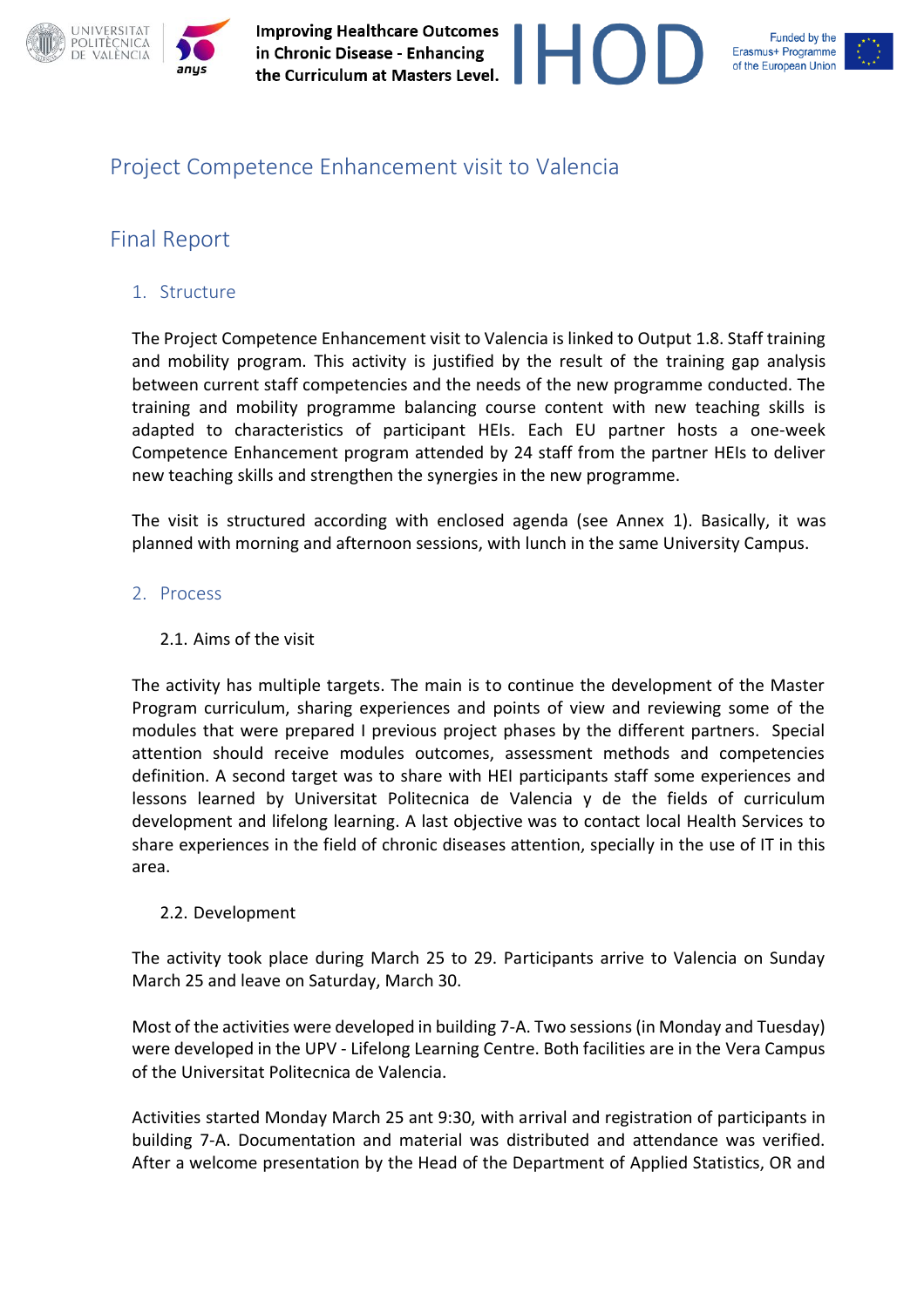# Project Competence Enhancement visit to Valencia

## Final Report

### 1. Structure

The Project Competence Enhancement visit to Valencia is linked to Output 1.8. Staff training and mobility program. This activity is justified by the result of the training gap analysis between current staff competencies and the needs of the new programme conducted. The training and mobility programme balancing course content with new teaching skills is adapted to characteristics of participant HEIs. Each EU partner hosts a one-week Competence Enhancement program attended by 24 staff from the partner HEIs to deliver new teaching skills and strengthen the synergies in the new programme.

The visit is structured according with enclosed agenda (see Annex 1). Basically, it was planned with morning and afternoon sessions, with lunch in the same University Campus.

### 2. Process

#### 2.1. Aims of the visit

The activity has multiple targets. The main is to continue the development of the Master Program curriculum, sharing experiences and points of view and reviewing some of the modules that were prepared I previous project phases by the different partners. Special attention should receive modules outcomes, assessment methods and competencies definition. A second target was to share with HEI participants staff some experiences and lessons learned by Universitat Politecnica de Valencia y de the fields of curriculum development and lifelong learning. A last objective was to contact local Health Services to share experiences in the field of chronic diseases attention, specially in the use of IT in this area.

#### 2.2. Development

The activity took place during March 25 to 29. Participants arrive to Valencia on Sunday March 25 and leave on Saturday, March 30.

Most of the activities were developed in building 7-A. Two sessions (in Monday and Tuesday) were developed in the UPV - Lifelong Learning Centre. Both facilities are in the Vera Campus of the Universitat Politecnica de Valencia.

Activities started Monday March 25 ant 9:30, with arrival and registration of participants in building 7-A. Documentation and material was distributed and attendance was verified. After a welcome presentation by the Head of the Department of Applied Statistics, OR and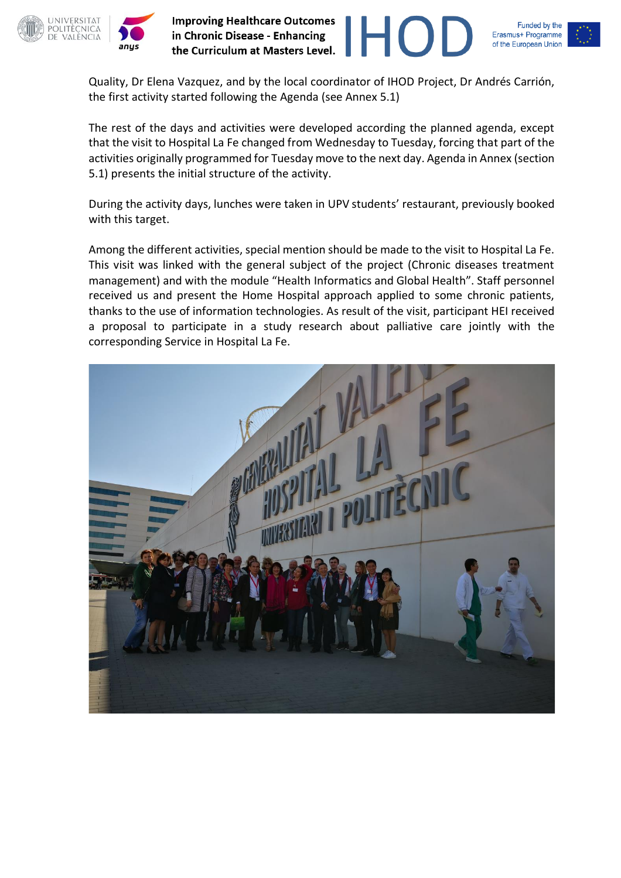Quality, Dr Elena Vazquez, and by the local coordinator of IHOD Project, Dr Andrés Carrión, the first activity started following the Agenda (see Annex 5.1)

The rest of the days and activities were developed according the planned agenda, except that the visit to Hospital La Fe changed from Wednesday to Tuesday, forcing that part of the activities originally programmed for Tuesday move to the next day. Agenda in Annex (section 5.1) presents the initial structure of the activity.

During the activity days, lunches were taken in UPV students' restaurant, previously booked with this target.

Among the different activities, special mention should be made to the visit to Hospital La Fe. This visit was linked with the general subject of the project (Chronic diseases treatment management) and with the module "Health Informatics and Global Health". Staff personnel received us and present the Home Hospital approach applied to some chronic patients, thanks to the use of information technologies. As result of the visit, participant HEI received a proposal to participate in a study research about palliative care jointly with the corresponding Service in Hospital La Fe.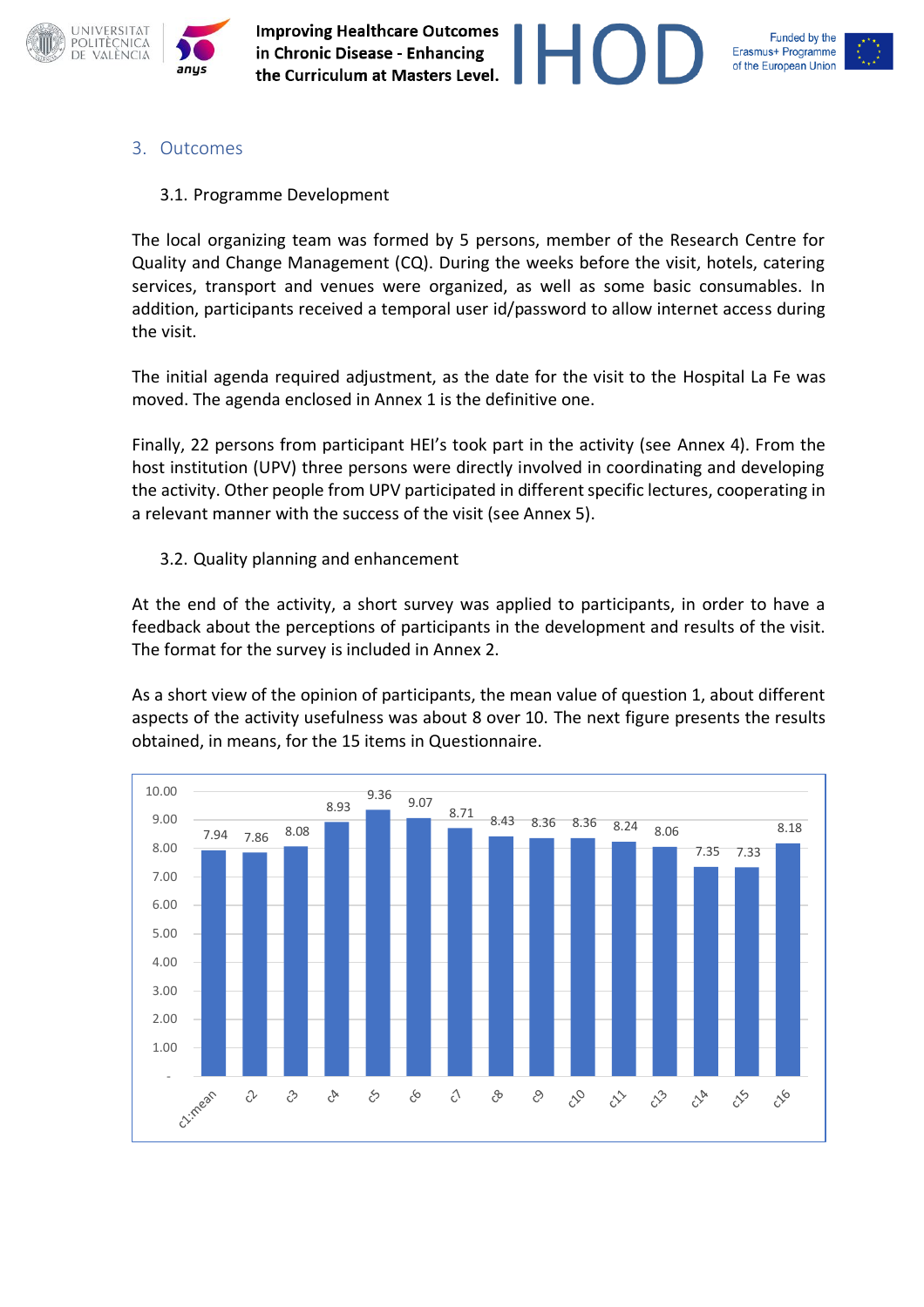## 3. Outcomes

### 3.1. Programme Development

The local organizing team was formed by 5 persons, member of the Research Centre for Quality and Change Management (CQ). During the weeks before the visit, hotels, catering services, transport and venues were organized, as well as some basic consumables. In addition, participants received a temporal user id/password to allow internet access during the visit.

The initial agenda required adjustment, as the date for the visit to the Hospital La Fe was moved. The agenda enclosed in Annex 1 is the definitive one.

Finally, 22 persons from participant HEI's took part in the activity (see Annex 4). From the host institution (UPV) three persons were directly involved in coordinating and developing the activity. Other people from UPV participated in different specific lectures, cooperating in a relevant manner with the success of the visit (see Annex 5).

### 3.2. Quality planning and enhancement

At the end of the activity, a short survey was applied to participants, in order to have a feedback about the perceptions of participants in the development and results of the visit. The format for the survey is included in Annex 2.

As a short view of the opinion of participants, the mean value of question 1, about different aspects of the activity usefulness was about 8 over 10. The next figure presents the results obtained, in means, for the 15 items in Questionnaire.

| Item | Mean |
|---|---|
| c1:mean | 7.94 |
| c2 | 7.86 |
| c3 | 8.08 |
| c4 | 8.93 |
| c5 | 9.36 |
| c6 | 9.07 |
| c7 | 8.71 |
| c8 | 8.43 |
| c9 | 8.36 |
| c10 | 8.36 |
| c11 | 8.24 |
| c13 | 8.06 |
| c14 | 7.35 |
| c15 | 7.33 |
| c16 | 8.18 |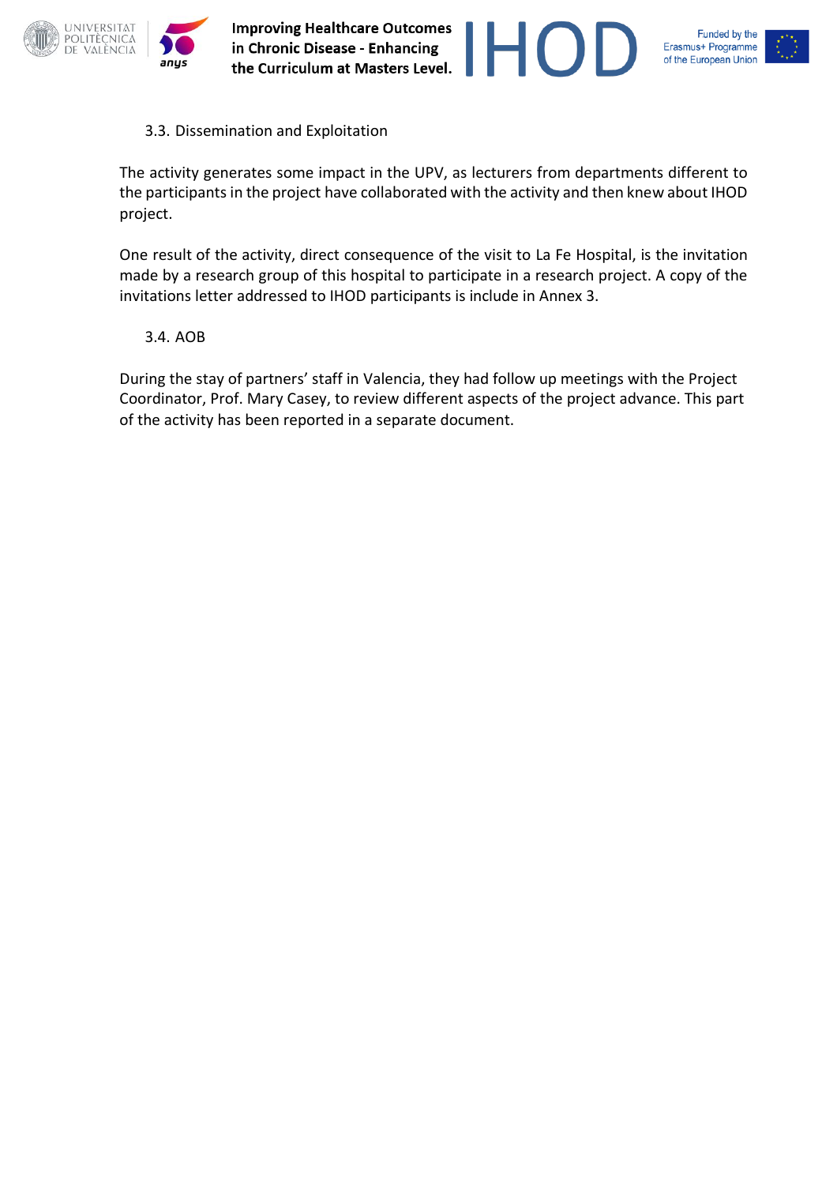### 3.3. Dissemination and Exploitation

The activity generates some impact in the UPV, as lecturers from departments different to the participants in the project have collaborated with the activity and then knew about IHOD project.

One result of the activity, direct consequence of the visit to La Fe Hospital, is the invitation made by a research group of this hospital to participate in a research project. A copy of the invitations letter addressed to IHOD participants is include in Annex 3.

### 3.4. AOB

During the stay of partners' staff in Valencia, they had follow up meetings with the Project Coordinator, Prof. Mary Casey, to review different aspects of the project advance. This part of the activity has been reported in a separate document.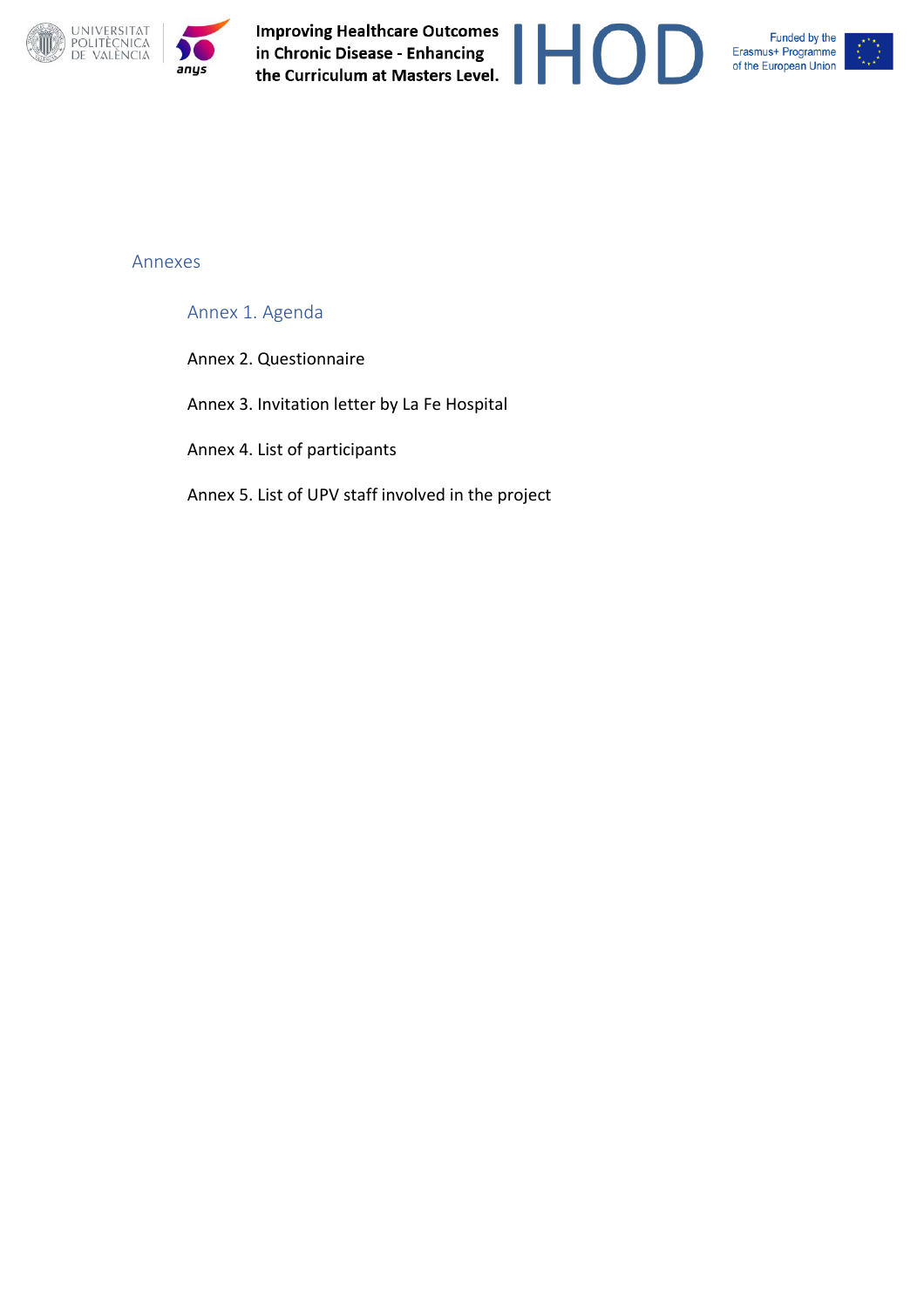# Annexes

## Annex 1. Agenda

Annex 2. Questionnaire

Annex 3. Invitation letter by La Fe Hospital

Annex 4. List of participants

Annex 5. List of UPV staff involved in the project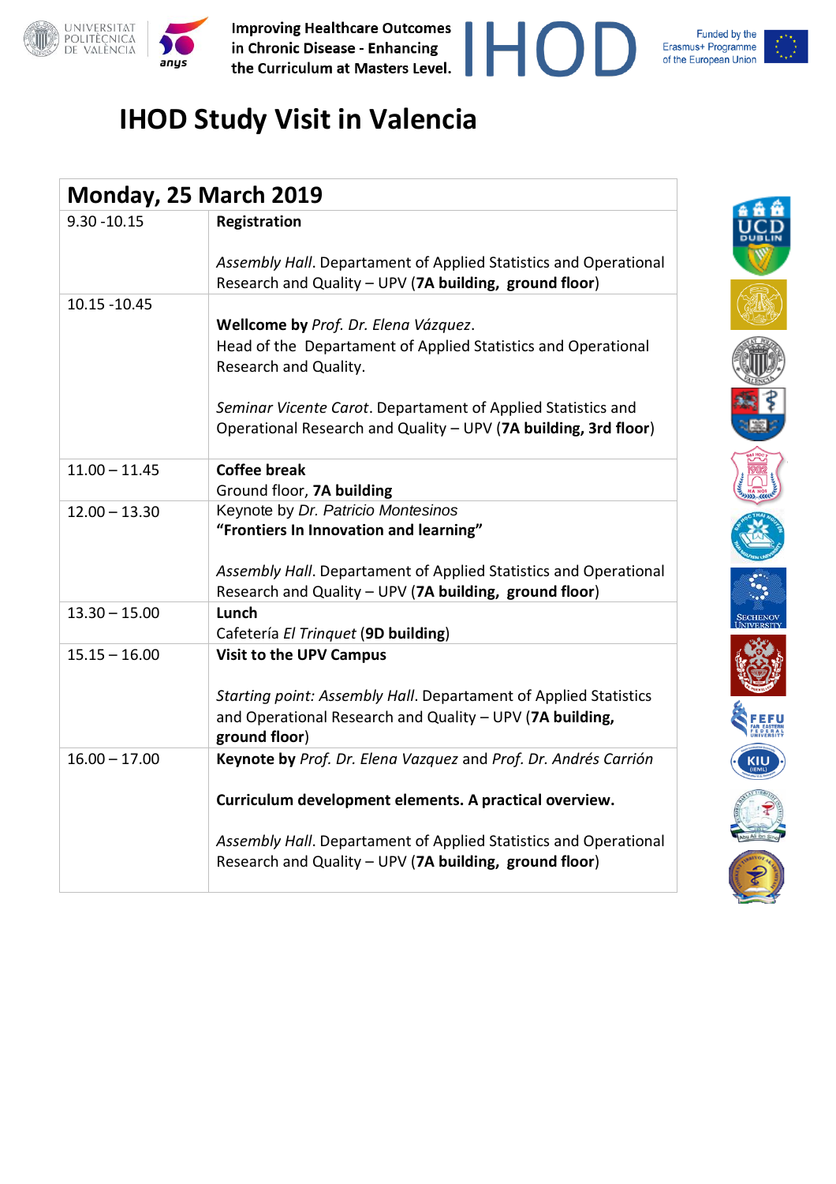# IHOD Study Visit in Valencia

| Monday, 25 March 2019 | |
|---|---|
| 9.30 -10.15 | **Registration**<br><br>*Assembly Hall*. Departament of Applied Statistics and Operational Research and Quality – UPV (**7A building, ground floor**) |
| 10.15 -10.45 | **Wellcome by** *Prof. Dr. Elena Vázquez*.<br>Head of the Department of Applied Statistics and Operational Research and Quality.<br><br>*Seminar Vicente Carot*. Departament of Applied Statistics and Operational Research and Quality – UPV (**7A building, 3rd floor**) |
| 11.00 – 11.45 | **Coffee break**<br>Ground floor, **7A building** |
| 12.00 – 13.30 | Keynote by *Dr. Patricio Montesinos*<br>**"Frontiers In Innovation and learning"**<br><br>*Assembly Hall*. Departament of Applied Statistics and Operational Research and Quality – UPV (**7A building, ground floor**) |
| 13.30 – 15.00 | **Lunch**<br>Cafetería *El Trinquet* (**9D building**) |
| 15.15 – 16.00 | **Visit to the UPV Campus**<br><br>*Starting point: Assembly Hall*. Departament of Applied Statistics and Operational Research and Quality – UPV (**7A building, ground floor**) |
| 16.00 – 17.00 | **Keynote by** *Prof. Dr. Elena Vazquez* and *Prof. Dr. Andrés Carrión*<br><br>**Curriculum development elements. A practical overview.**<br><br>*Assembly Hall*. Departament of Applied Statistics and Operational Research and Quality – UPV (**7A building, ground floor**) |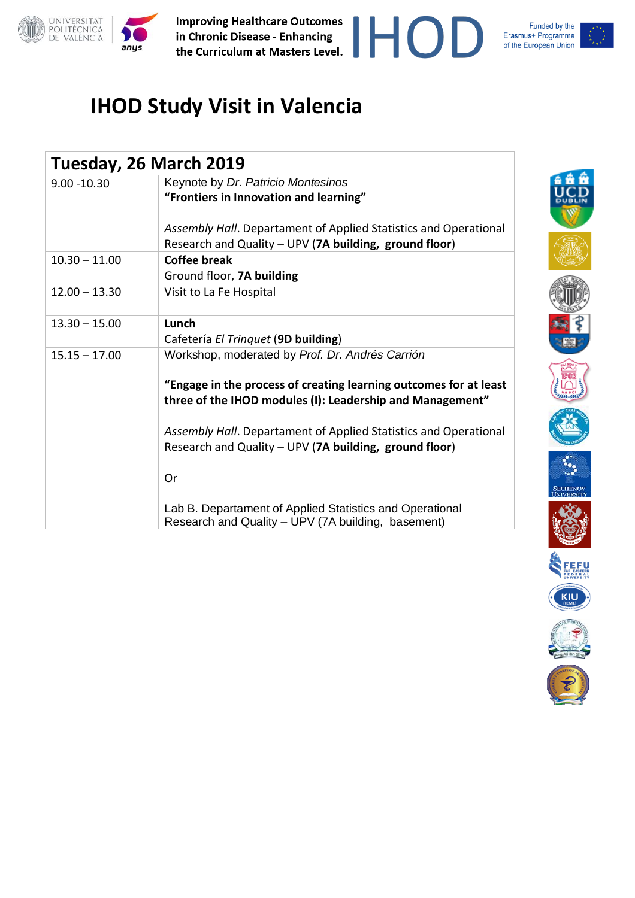# IHOD Study Visit in Valencia

| Tuesday, 26 March 2019 | |
|---|---|
| 9.00 -10.30 | Keynote by *Dr. Patricio Montesinos*<br>**"Frontiers in Innovation and learning"**<br><br>*Assembly Hall*. Departament of Applied Statistics and Operational Research and Quality – UPV (**7A building, ground floor**) |
| 10.30 – 11.00 | **Coffee break**<br>Ground floor, **7A building** |
| 12.00 – 13.30 | Visit to La Fe Hospital |
| 13.30 – 15.00 | **Lunch**<br>Cafetería *El Trinquet* (**9D building**) |
| 15.15 – 17.00 | Workshop, moderated by *Prof. Dr. Andrés Carrión*<br><br>**"Engage in the process of creating learning outcomes for at least three of the IHOD modules (I): Leadership and Management"**<br><br>*Assembly Hall*. Departament of Applied Statistics and Operational Research and Quality – UPV (**7A building, ground floor**)<br><br>Or<br><br>Lab B. Departament of Applied Statistics and Operational Research and Quality – UPV (7A building, basement) |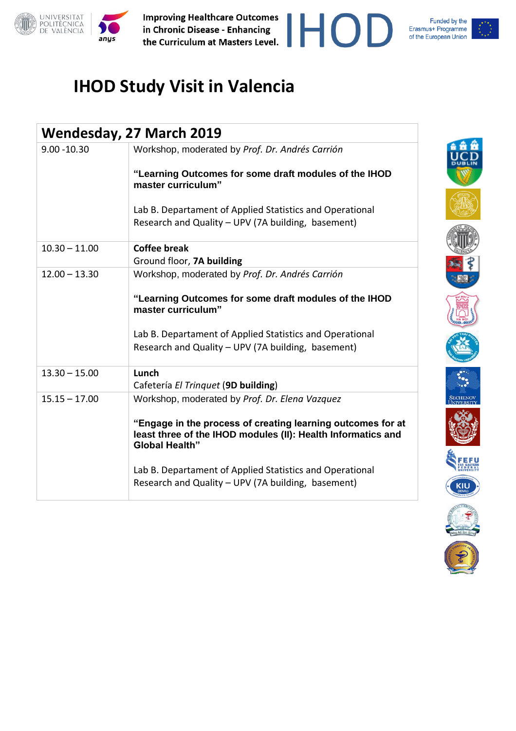# IHOD Study Visit in Valencia

| Wendesday, 27 March 2019 | |
|---|---|
| 9.00 -10.30 | Workshop, moderated by *Prof. Dr. Andrés Carrión*<br><br>**“Learning Outcomes for some draft modules of the IHOD master curriculum”**<br><br>Lab B. Departament of Applied Statistics and Operational Research and Quality – UPV (7A building, basement) |
| 10.30 – 11.00 | **Coffee break**<br>Ground floor, **7A building** |
| 12.00 – 13.30 | Workshop, moderated by *Prof. Dr. Andrés Carrión*<br><br>**“Learning Outcomes for some draft modules of the IHOD master curriculum”**<br><br>Lab B. Departament of Applied Statistics and Operational Research and Quality – UPV (7A building, basement) |
| 13.30 – 15.00 | **Lunch**<br>Cafetería *El Trinquet* (**9D building**) |
| 15.15 – 17.00 | Workshop, moderated by *Prof. Dr. Elena Vazquez*<br><br>**“Engage in the process of creating learning outcomes for at least three of the IHOD modules (II): Health Informatics and Global Health”**<br><br>Lab B. Departament of Applied Statistics and Operational Research and Quality – UPV (7A building, basement) |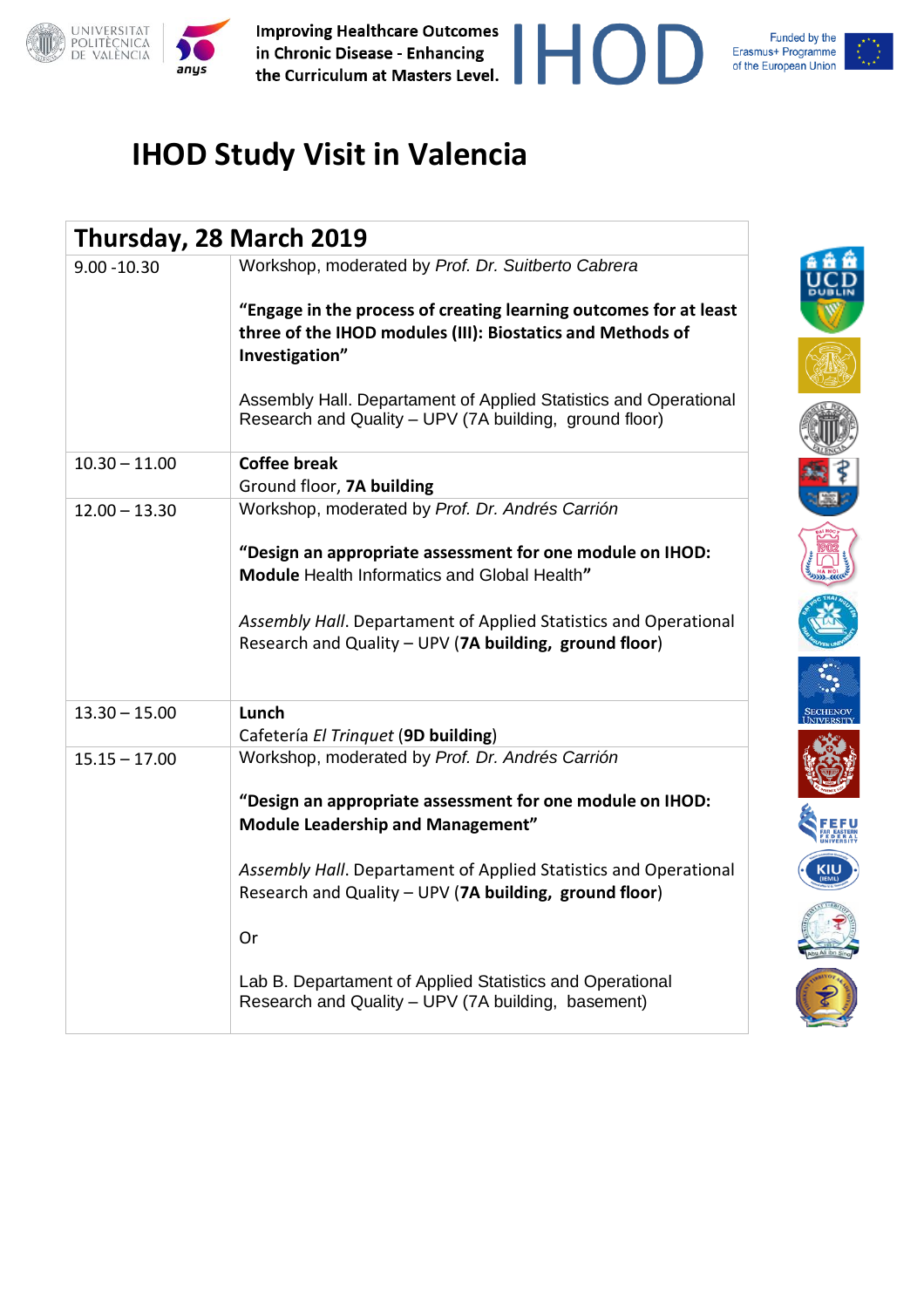# IHOD Study Visit in Valencia

| Thursday, 28 March 2019 | |
|---|---|
| 9.00 -10.30 | Workshop, moderated by *Prof. Dr. Suitberto Cabrera*<br><br>**“Engage in the process of creating learning outcomes for at least three of the IHOD modules (III): Biostatics and Methods of Investigation”**<br><br>Assembly Hall. Departament of Applied Statistics and Operational Research and Quality – UPV (7A building, ground floor) |
| 10.30 – 11.00 | **Coffee break**<br>Ground floor, **7A building** |
| 12.00 – 13.30 | Workshop, moderated by *Prof. Dr. Andrés Carrión*<br><br>**“Design an appropriate assessment for one module on IHOD: Module** Health Informatics and Global Health**”**<br><br>*Assembly Hall*. Departament of Applied Statistics and Operational Research and Quality – UPV (**7A building, ground floor**) |
| 13.30 – 15.00 | **Lunch**<br>Cafetería *El Trinquet* (**9D building**) |
| 15.15 – 17.00 | Workshop, moderated by *Prof. Dr. Andrés Carrión*<br><br>**“Design an appropriate assessment for one module on IHOD: Module Leadership and Management”**<br><br>*Assembly Hall*. Departament of Applied Statistics and Operational Research and Quality – UPV (**7A building, ground floor**)<br><br>Or<br><br>Lab B. Departament of Applied Statistics and Operational Research and Quality – UPV (7A building, basement) |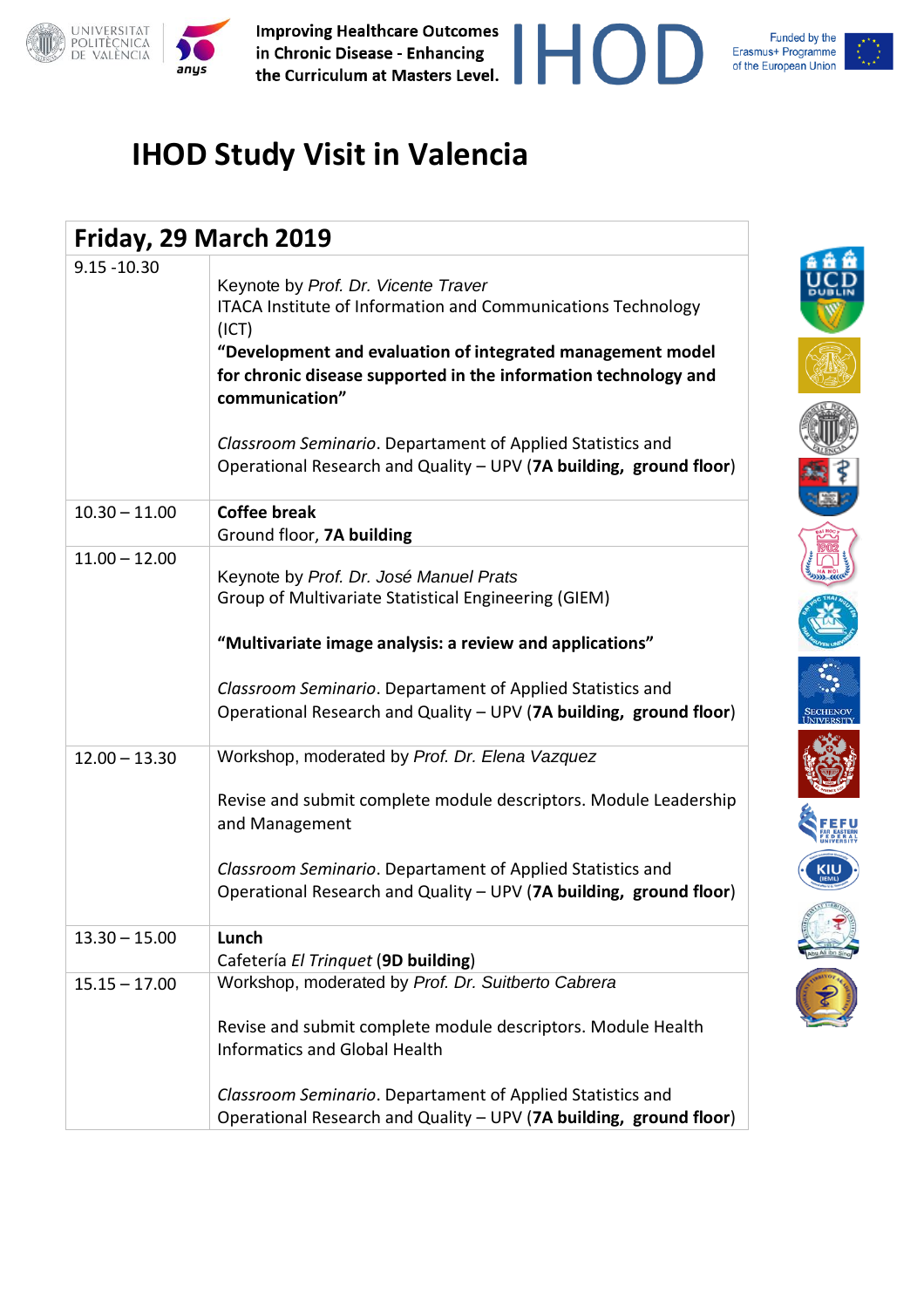# IHOD Study Visit in Valencia

| Friday, 29 March 2019 | |
|---|---|
| 9.15 -10.30 | Keynote by *Prof. Dr. Vicente Traver*<br>ITACA Institute of Information and Communications Technology (ICT)<br>**“Development and evaluation of integrated management model for chronic disease supported in the information technology and communication”**<br><br>*Classroom Seminario*. Departament of Applied Statistics and Operational Research and Quality – UPV (**7A building, ground floor**) |
| 10.30 – 11.00 | **Coffee break**<br>Ground floor, **7A building** |
| 11.00 – 12.00 | Keynote by *Prof. Dr. José Manuel Prats*<br>Group of Multivariate Statistical Engineering (GIEM)<br><br>**“Multivariate image analysis: a review and applications”**<br><br>*Classroom Seminario*. Departament of Applied Statistics and Operational Research and Quality – UPV (**7A building, ground floor**) |
| 12.00 – 13.30 | Workshop, moderated by *Prof. Dr. Elena Vazquez*<br><br>Revise and submit complete module descriptors. Module Leadership and Management<br><br>*Classroom Seminario*. Departament of Applied Statistics and Operational Research and Quality – UPV (**7A building, ground floor**) |
| 13.30 – 15.00 | **Lunch**<br>Cafetería *El Trinquet* (**9D building**) |
| 15.15 – 17.00 | Workshop, moderated by *Prof. Dr. Suitberto Cabrera*<br><br>Revise and submit complete module descriptors. Module Health Informatics and Global Health<br><br>*Classroom Seminario*. Departament of Applied Statistics and Operational Research and Quality – UPV (**7A building, ground floor**) |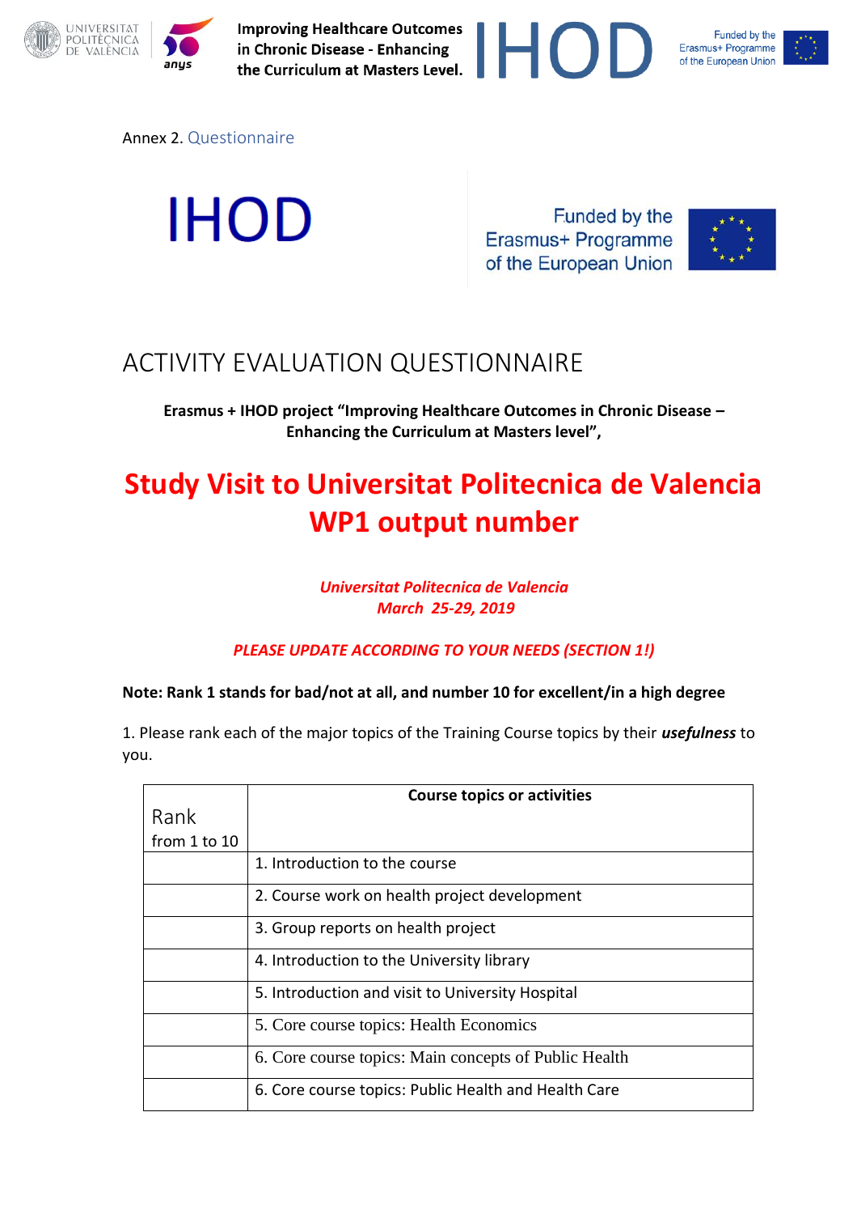Annex 2. Questionnaire

IHOD

Funded by the Erasmus+ Programme of the European Union

# ACTIVITY EVALUATION QUESTIONNAIRE

**Erasmus + IHOD project "Improving Healthcare Outcomes in Chronic Disease – Enhancing the Curriculum at Masters level",**

## Study Visit to Universitat Politecnica de Valencia WP1 output number

***Universitat Politecnica de Valencia***
***March 25-29, 2019***

***PLEASE UPDATE ACCORDING TO YOUR NEEDS (SECTION 1!)***

**Note: Rank 1 stands for bad/not at all, and number 10 for excellent/in a high degree**

1. Please rank each of the major topics of the Training Course topics by their ***usefulness*** to you.

| Rank from 1 to 10 | Course topics or activities |
|---|---|
| | 1. Introduction to the course |
| | 2. Course work on health project development |
| | 3. Group reports on health project |
| | 4. Introduction to the University library |
| | 5. Introduction and visit to University Hospital |
| | 5. Core course topics: Health Economics |
| | 6. Core course topics: Main concepts of Public Health |
| | 6. Core course topics: Public Health and Health Care |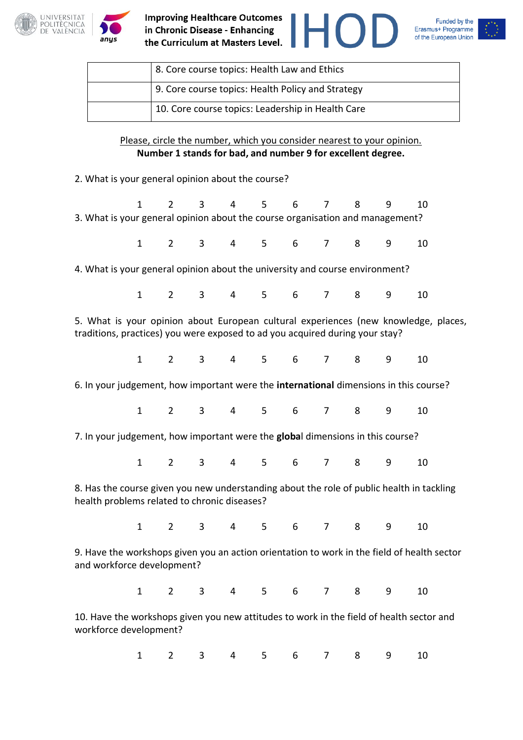|  | 8. Core course topics: Health Law and Ethics |
|---|---|
|  | 9. Core course topics: Health Policy and Strategy |
|  | 10. Core course topics: Leadership in Health Care |

Please, circle the number, which you consider nearest to your opinion.
**Number 1 stands for bad, and number 9 for excellent degree.**

2. What is your general opinion about the course?

1 2 3 4 5 6 7 8 9 10

3. What is your general opinion about the course organisation and management?

1 2 3 4 5 6 7 8 9 10

4. What is your general opinion about the university and course environment?

1 2 3 4 5 6 7 8 9 10

5. What is your opinion about European cultural experiences (new knowledge, places, traditions, practices) you were exposed to ad you acquired during your stay?

1 2 3 4 5 6 7 8 9 10

6. In your judgement, how important were the **international** dimensions in this course?

1 2 3 4 5 6 7 8 9 10

7. In your judgement, how important were the **globa**l dimensions in this course?

1 2 3 4 5 6 7 8 9 10

8. Has the course given you new understanding about the role of public health in tackling health problems related to chronic diseases?

1 2 3 4 5 6 7 8 9 10

9. Have the workshops given you an action orientation to work in the field of health sector and workforce development?

1 2 3 4 5 6 7 8 9 10

10. Have the workshops given you new attitudes to work in the field of health sector and workforce development?

1 2 3 4 5 6 7 8 9 10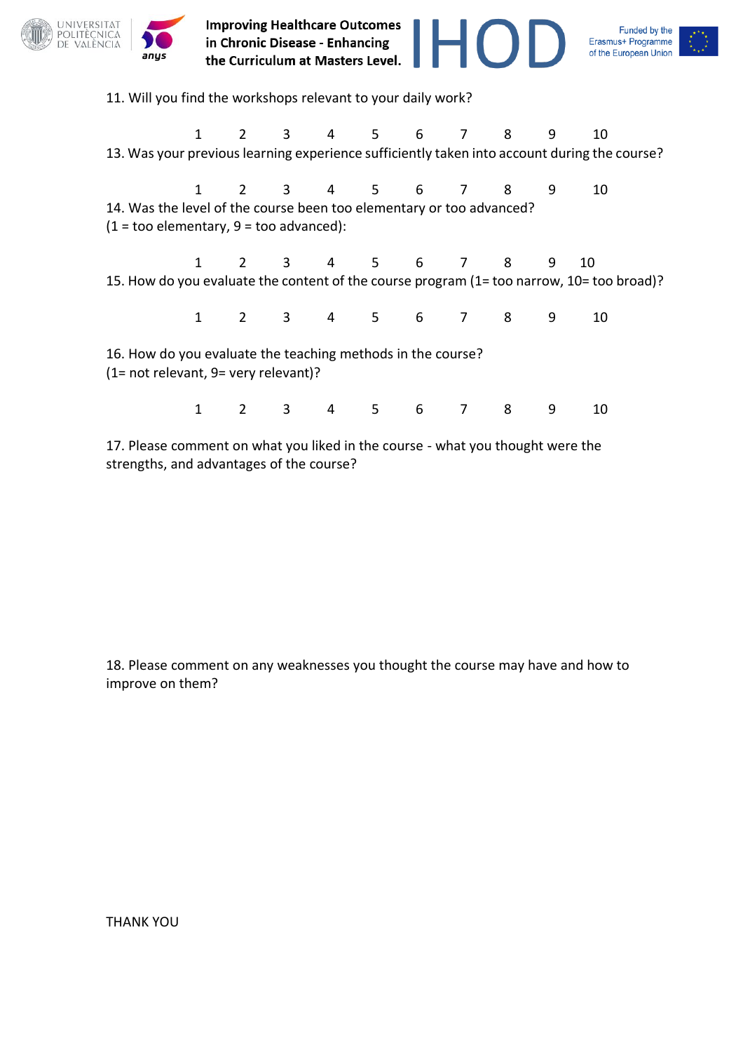11. Will you find the workshops relevant to your daily work?

1 2 3 4 5 6 7 8 9 10

13. Was your previous learning experience sufficiently taken into account during the course?

1 2 3 4 5 6 7 8 9 10

14. Was the level of the course been too elementary or too advanced?
(1 = too elementary, 9 = too advanced):

1 2 3 4 5 6 7 8 9 10

15. How do you evaluate the content of the course program (1= too narrow, 10= too broad)?

1 2 3 4 5 6 7 8 9 10

16. How do you evaluate the teaching methods in the course?
(1= not relevant, 9= very relevant)?

1 2 3 4 5 6 7 8 9 10

17. Please comment on what you liked in the course - what you thought were the strengths, and advantages of the course?

18. Please comment on any weaknesses you thought the course may have and how to improve on them?

THANK YOU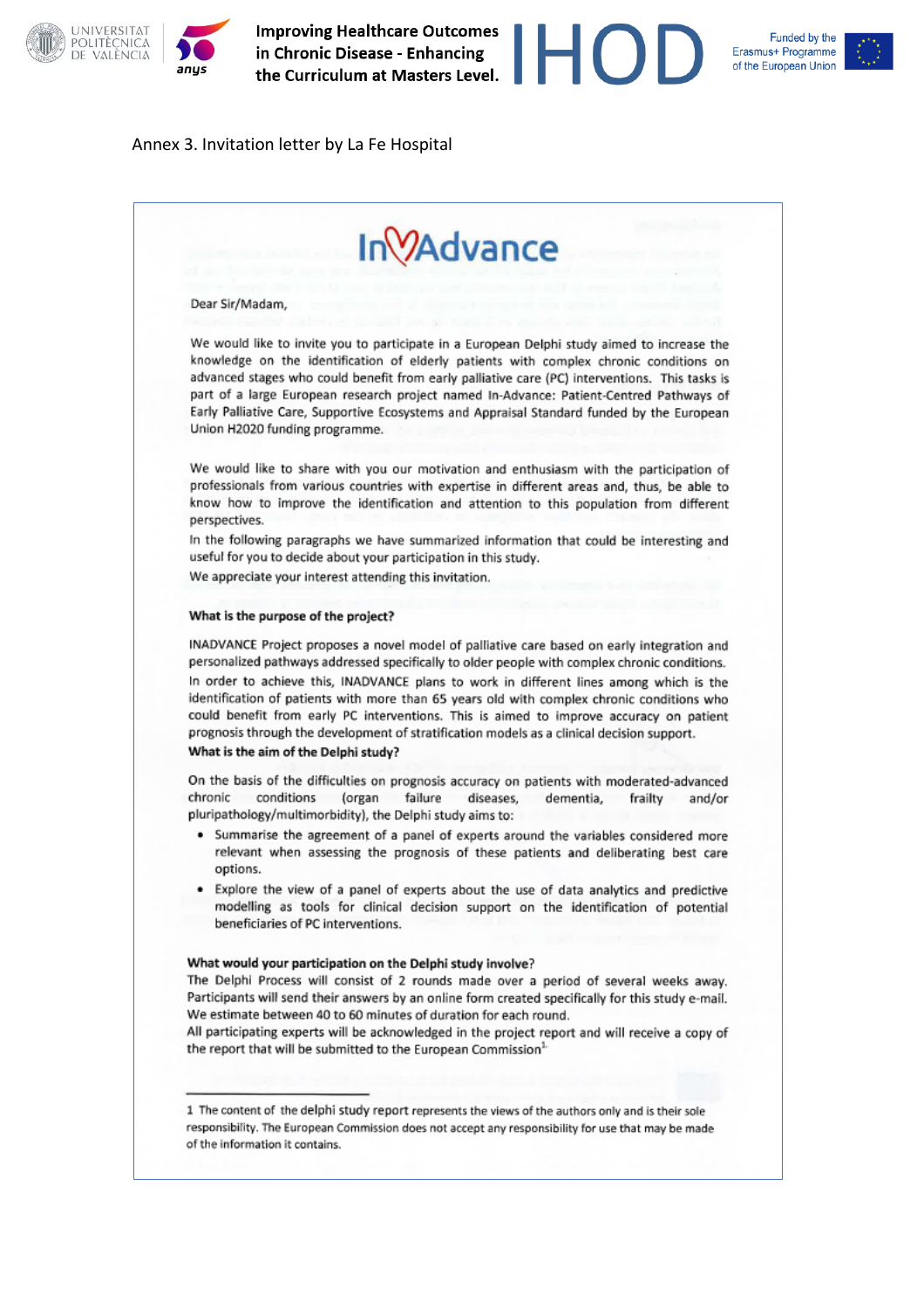Annex 3. Invitation letter by La Fe Hospital

InAdvance

Dear Sir/Madam,

We would like to invite you to participate in a European Delphi study aimed to increase the knowledge on the identification of elderly patients with complex chronic conditions on advanced stages who could benefit from early palliative care (PC) interventions. This tasks is part of a large European research project named In-Advance: Patient-Centred Pathways of Early Palliative Care, Supportive Ecosystems and Appraisal Standard funded by the European Union H2020 funding programme.

We would like to share with you our motivation and enthusiasm with the participation of professionals from various countries with expertise in different areas and, thus, be able to know how to improve the identification and attention to this population from different perspectives.

In the following paragraphs we have summarized information that could be interesting and useful for you to decide about your participation in this study.

We appreciate your interest attending this invitation.

**What is the purpose of the project?**

INADVANCE Project proposes a novel model of palliative care based on early integration and personalized pathways addressed specifically to older people with complex chronic conditions.

In order to achieve this, INADVANCE plans to work in different lines among which is the identification of patients with more than 65 years old with complex chronic conditions who could benefit from early PC interventions. This is aimed to improve accuracy on patient prognosis through the development of stratification models as a clinical decision support.

**What is the aim of the Delphi study?**

On the basis of the difficulties on prognosis accuracy on patients with moderated-advanced chronic conditions (organ failure diseases, dementia, frailty and/or pluripathology/multimorbidity), the Delphi study aims to:

- Summarise the agreement of a panel of experts around the variables considered more relevant when assessing the prognosis of these patients and deliberating best care options.
- Explore the view of a panel of experts about the use of data analytics and predictive modelling as tools for clinical decision support on the identification of potential beneficiaries of PC interventions.

**What would your participation on the Delphi study involve?**

The Delphi Process will consist of 2 rounds made over a period of several weeks away. Participants will send their answers by an online form created specifically for this study e-mail. We estimate between 40 to 60 minutes of duration for each round.

All participating experts will be acknowledged in the project report and will receive a copy of the report that will be submitted to the European Commission[1]

1 The content of the delphi study report represents the views of the authors only and is their sole responsibility. The European Commission does not accept any responsibility for use that may be made of the information it contains.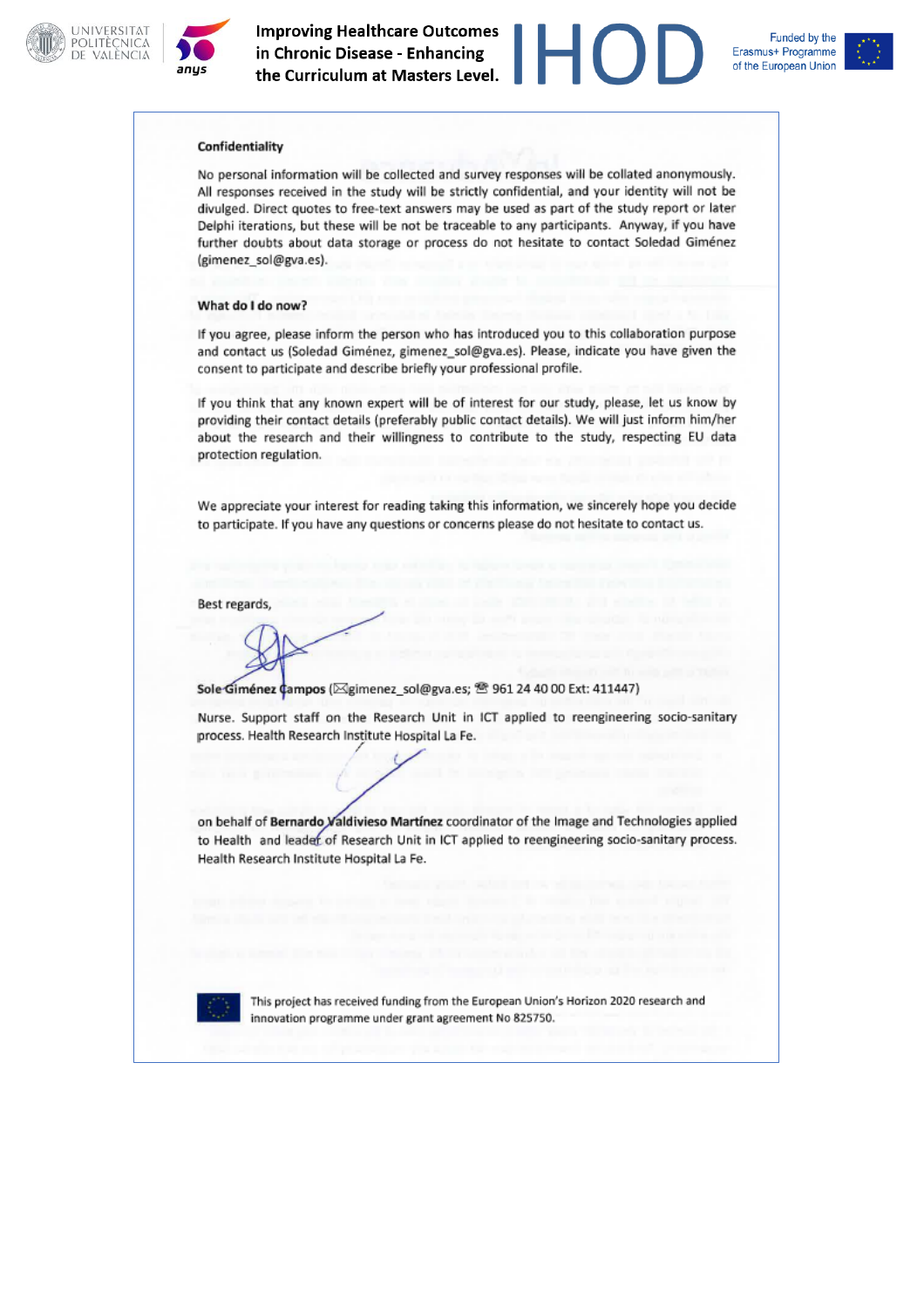**Confidentiality**

No personal information will be collected and survey responses will be collated anonymously. All responses received in the study will be strictly confidential, and your identity will not be divulged. Direct quotes to free-text answers may be used as part of the study report or later Delphi iterations, but these will be not be traceable to any participants. Anyway, if you have further doubts about data storage or process do not hesitate to contact Soledad Giménez (gimenez_sol@gva.es).

**What do I do now?**

If you agree, please inform the person who has introduced you to this collaboration purpose and contact us (Soledad Giménez, gimenez_sol@gva.es). Please, indicate you have given the consent to participate and describe briefly your professional profile.

If you think that any known expert will be of interest for our study, please, let us know by providing their contact details (preferably public contact details). We will just inform him/her about the research and their willingness to contribute to the study, respecting EU data protection regulation.

We appreciate your interest for reading taking this information, we sincerely hope you decide to participate. If you have any questions or concerns please do not hesitate to contact us.

Best regards,

**Sole Giménez Campos** (✉gimenez_sol@gva.es; ☎ 961 24 40 00 Ext: 411447)

Nurse. Support staff on the Research Unit in ICT applied to reengineering socio-sanitary process. Health Research Institute Hospital La Fe.

on behalf of **Bernardo Valdivieso Martínez** coordinator of the Image and Technologies applied to Health and leader of Research Unit in ICT applied to reengineering socio-sanitary process. Health Research Institute Hospital La Fe.

This project has received funding from the European Union's Horizon 2020 research and innovation programme under grant agreement No 825750.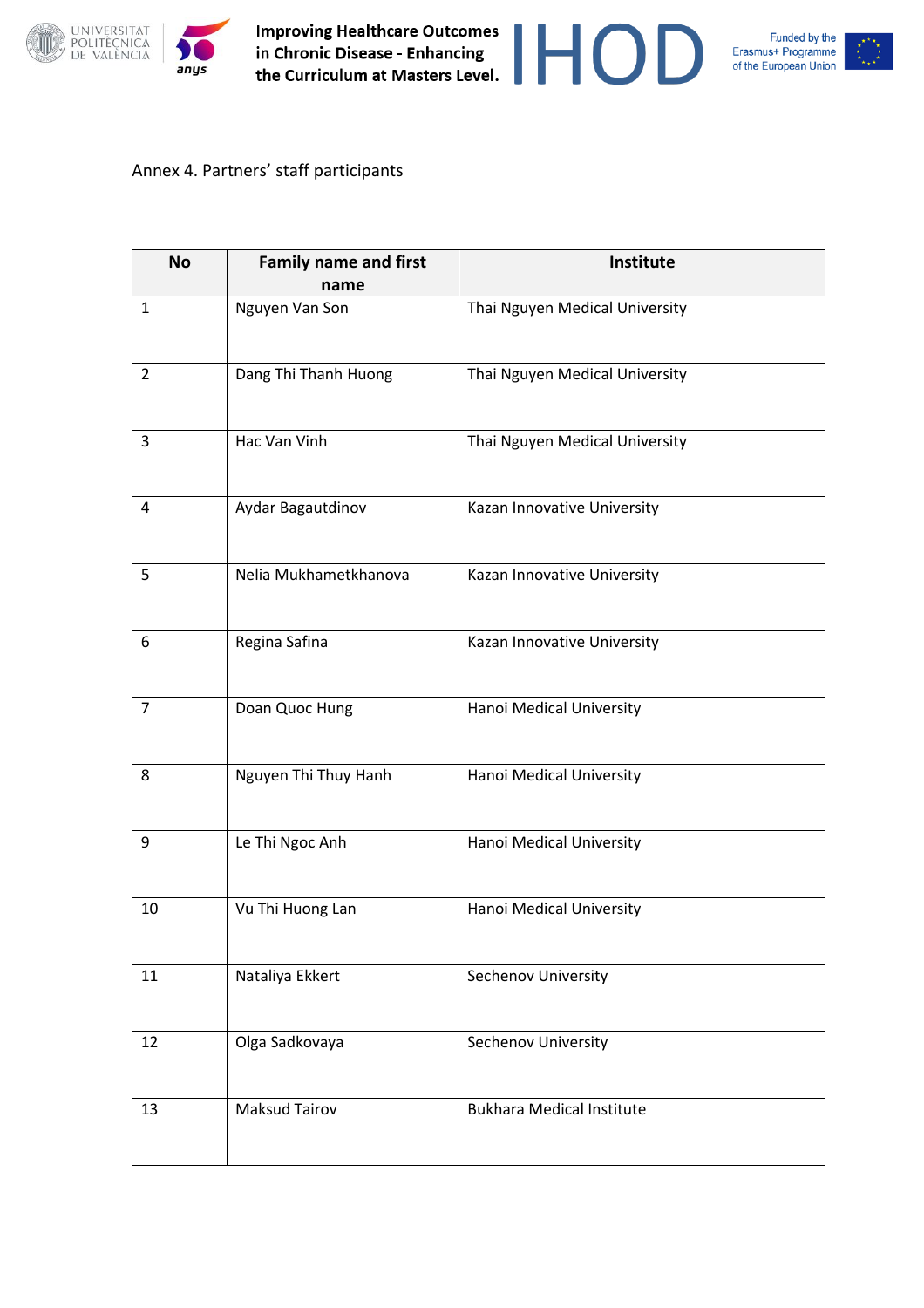Annex 4. Partners' staff participants

| No | Family name and first name | Institute |
|---|---|---|
| 1 | Nguyen Van Son | Thai Nguyen Medical University |
| 2 | Dang Thi Thanh Huong | Thai Nguyen Medical University |
| 3 | Hac Van Vinh | Thai Nguyen Medical University |
| 4 | Aydar Bagautdinov | Kazan Innovative University |
| 5 | Nelia Mukhametkhanova | Kazan Innovative University |
| 6 | Regina Safina | Kazan Innovative University |
| 7 | Doan Quoc Hung | Hanoi Medical University |
| 8 | Nguyen Thi Thuy Hanh | Hanoi Medical University |
| 9 | Le Thi Ngoc Anh | Hanoi Medical University |
| 10 | Vu Thi Huong Lan | Hanoi Medical University |
| 11 | Nataliya Ekkert | Sechenov University |
| 12 | Olga Sadkovaya | Sechenov University |
| 13 | Maksud Tairov | Bukhara Medical Institute |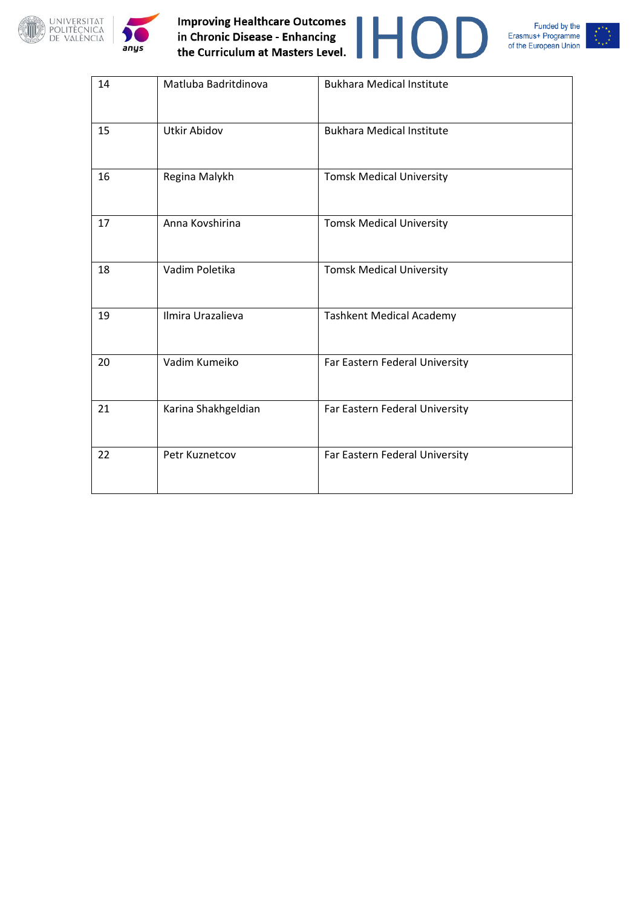| 14 | Matluba Badritdinova | Bukhara Medical Institute |
|---|---|---|
| 15 | Utkir Abidov | Bukhara Medical Institute |
| 16 | Regina Malykh | Tomsk Medical University |
| 17 | Anna Kovshirina | Tomsk Medical University |
| 18 | Vadim Poletika | Tomsk Medical University |
| 19 | Ilmira Urazalieva | Tashkent Medical Academy |
| 20 | Vadim Kumeiko | Far Eastern Federal University |
| 21 | Karina Shakhgeldian | Far Eastern Federal University |
| 22 | Petr Kuznetcov | Far Eastern Federal University |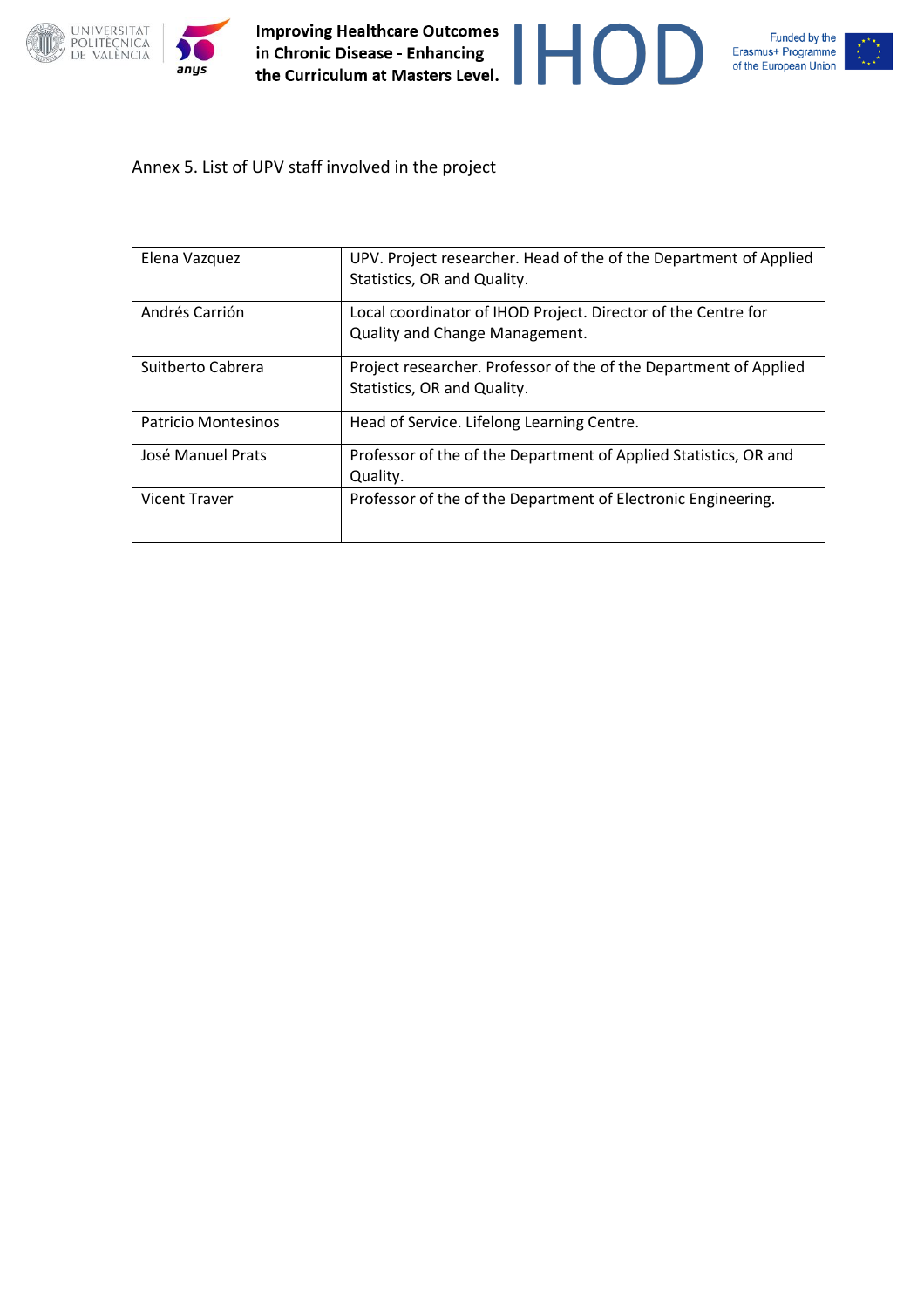Annex 5. List of UPV staff involved in the project

| | |
|---|---|
| Elena Vazquez | UPV. Project researcher. Head of the of the Department of Applied Statistics, OR and Quality. |
| Andrés Carrión | Local coordinator of IHOD Project. Director of the Centre for Quality and Change Management. |
| Suitberto Cabrera | Project researcher. Professor of the of the Department of Applied Statistics, OR and Quality. |
| Patricio Montesinos | Head of Service. Lifelong Learning Centre. |
| José Manuel Prats | Professor of the of the Department of Applied Statistics, OR and Quality. |
| Vicent Traver | Professor of the of the Department of Electronic Engineering. |